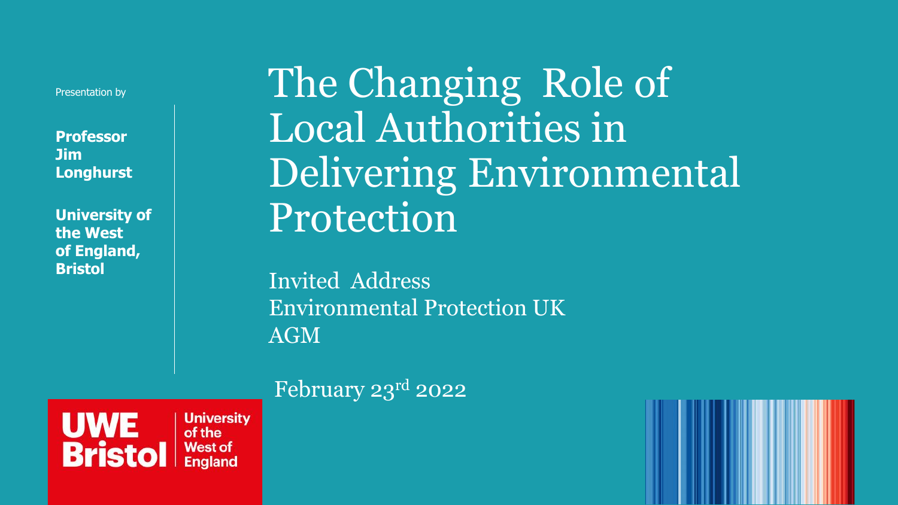Presentation by

**Professor Jim Longhurst**

**University of the West of England, Bristol**

# The Changing Role of Local Authorities in Delivering Environmental Protection

Invited Address
Environmental Protection UK
AGM

February 23rd 2022

UWE Bristol University of the West of England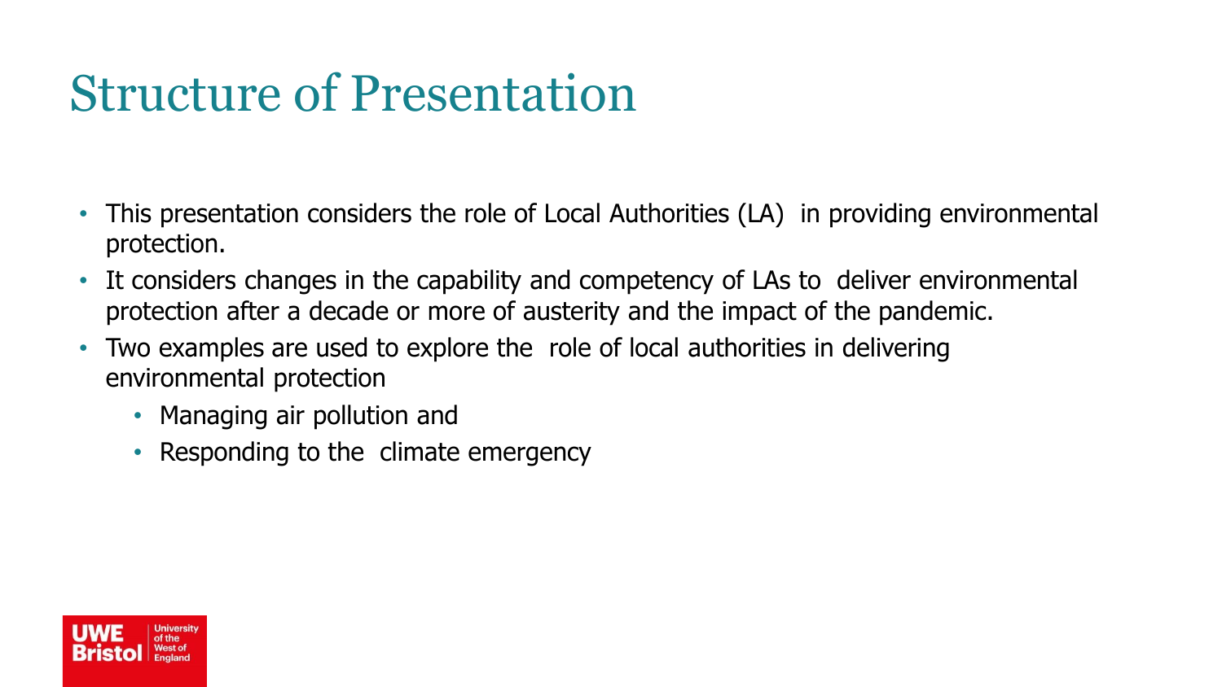# Structure of Presentation

- This presentation considers the role of Local Authorities (LA) in providing environmental protection.
- It considers changes in the capability and competency of LAs to deliver environmental protection after a decade or more of austerity and the impact of the pandemic.
- Two examples are used to explore the role of local authorities in delivering environmental protection
  - Managing air pollution and
  - Responding to the climate emergency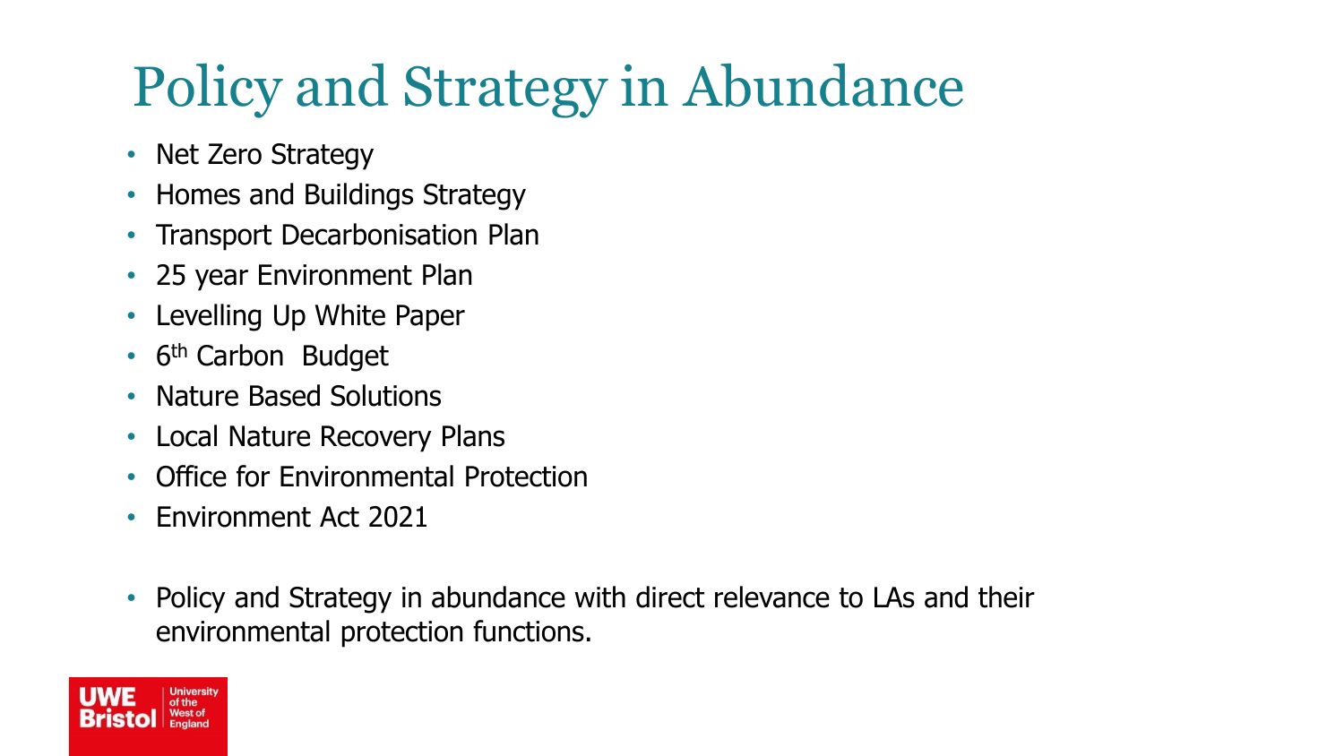# Policy and Strategy in Abundance

- Net Zero Strategy
- Homes and Buildings Strategy
- Transport Decarbonisation Plan
- 25 year Environment Plan
- Levelling Up White Paper
- 6th Carbon Budget
- Nature Based Solutions
- Local Nature Recovery Plans
- Office for Environmental Protection
- Environment Act 2021

- Policy and Strategy in abundance with direct relevance to LAs and their environmental protection functions.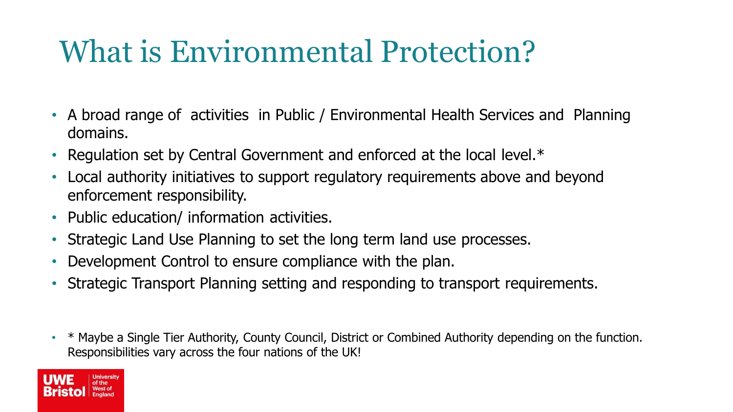# What is Environmental Protection?

- A broad range of activities in Public / Environmental Health Services and Planning domains.
- Regulation set by Central Government and enforced at the local level.*
- Local authority initiatives to support regulatory requirements above and beyond enforcement responsibility.
- Public education/ information activities.
- Strategic Land Use Planning to set the long term land use processes.
- Development Control to ensure compliance with the plan.
- Strategic Transport Planning setting and responding to transport requirements.

- * Maybe a Single Tier Authority, County Council, District or Combined Authority depending on the function. Responsibilities vary across the four nations of the UK!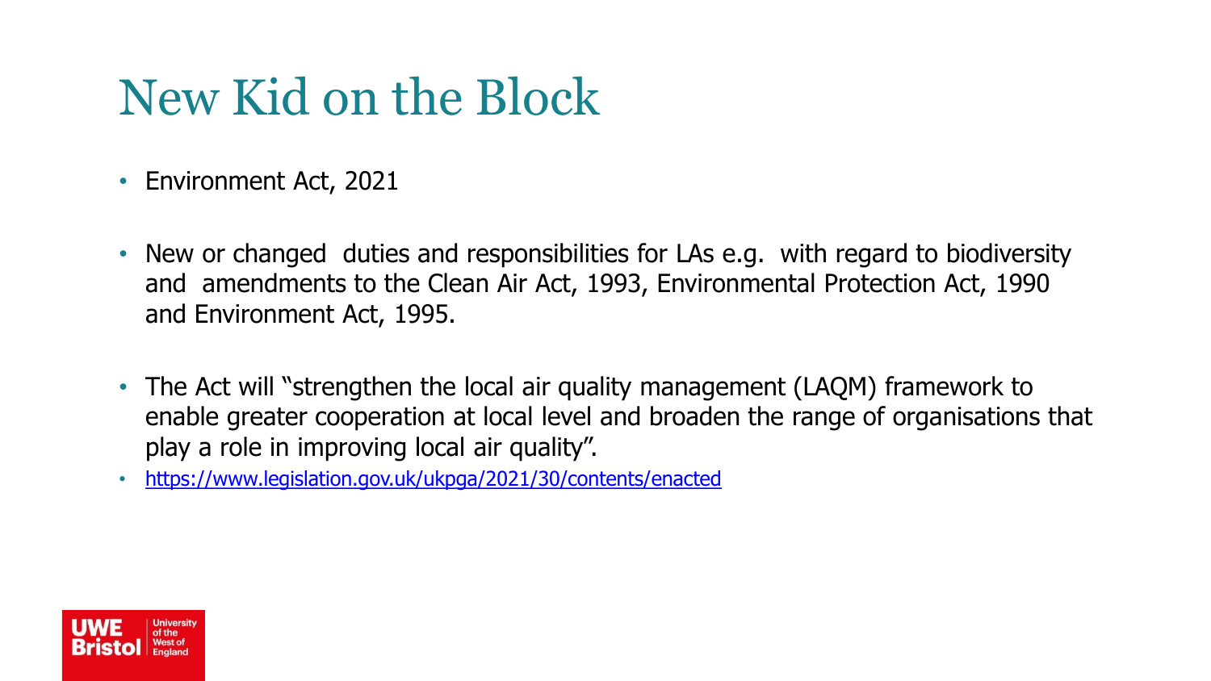# New Kid on the Block

- Environment Act, 2021
- New or changed duties and responsibilities for LAs e.g. with regard to biodiversity and amendments to the Clean Air Act, 1993, Environmental Protection Act, 1990 and Environment Act, 1995.
- The Act will "strengthen the local air quality management (LAQM) framework to enable greater cooperation at local level and broaden the range of organisations that play a role in improving local air quality".
- https://www.legislation.gov.uk/ukpga/2021/30/contents/enacted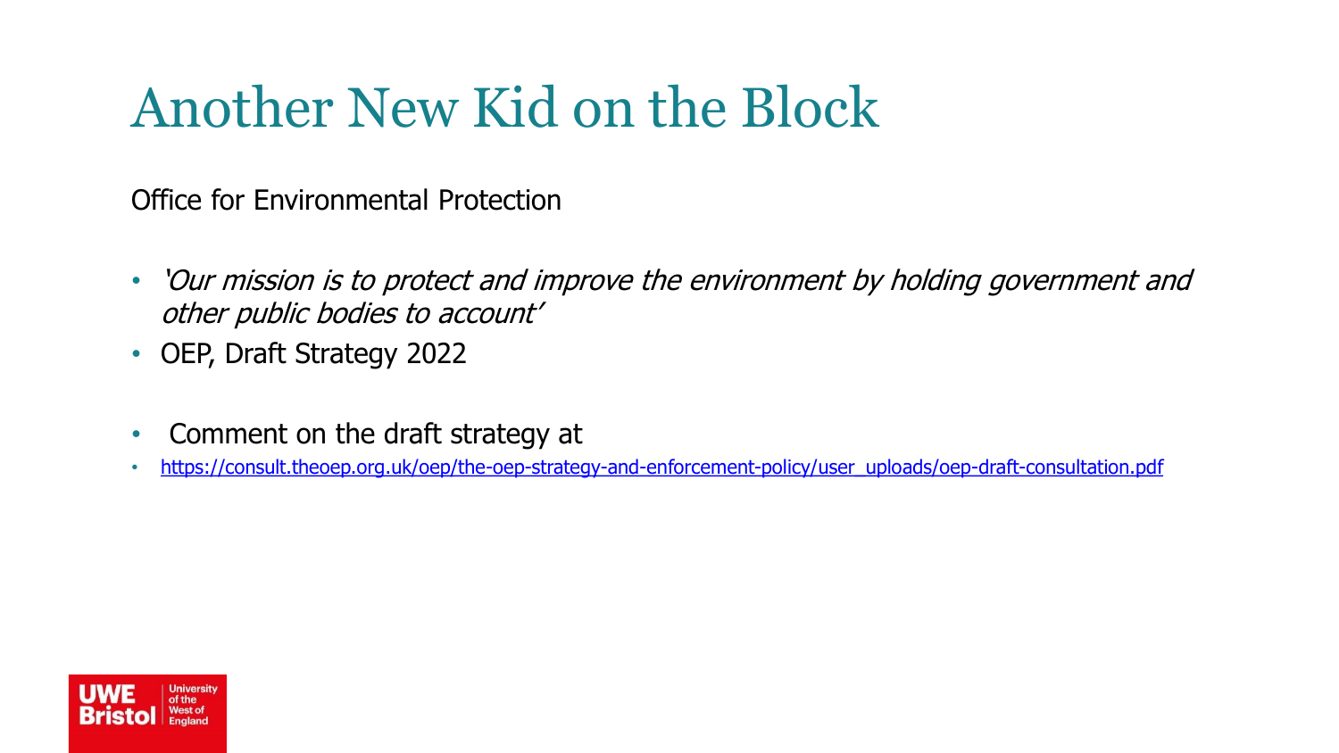# Another New Kid on the Block

Office for Environmental Protection

- *'Our mission is to protect and improve the environment by holding government and other public bodies to account'*
- OEP, Draft Strategy 2022

- Comment on the draft strategy at
- https://consult.theoep.org.uk/oep/the-oep-strategy-and-enforcement-policy/user_uploads/oep-draft-consultation.pdf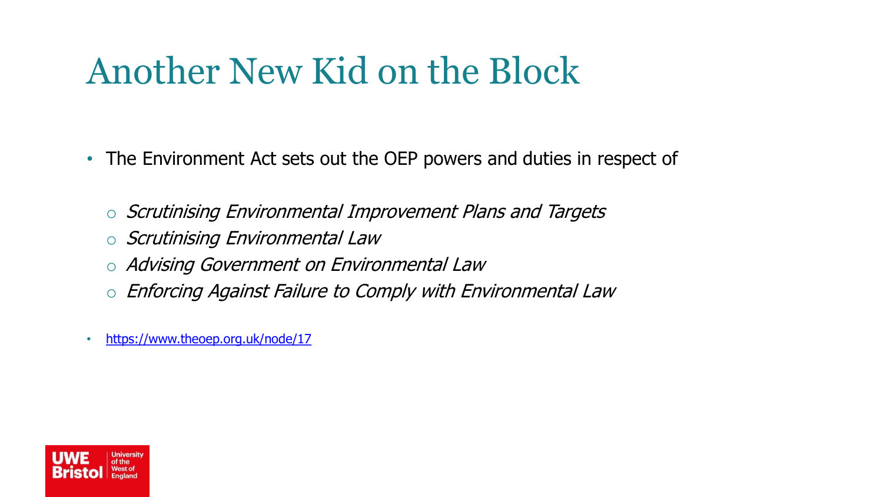# Another New Kid on the Block

- The Environment Act sets out the OEP powers and duties in respect of
  - *Scrutinising Environmental Improvement Plans and Targets*
  - *Scrutinising Environmental Law*
  - *Advising Government on Environmental Law*
  - *Enforcing Against Failure to Comply with Environmental Law*

- https://www.theoep.org.uk/node/17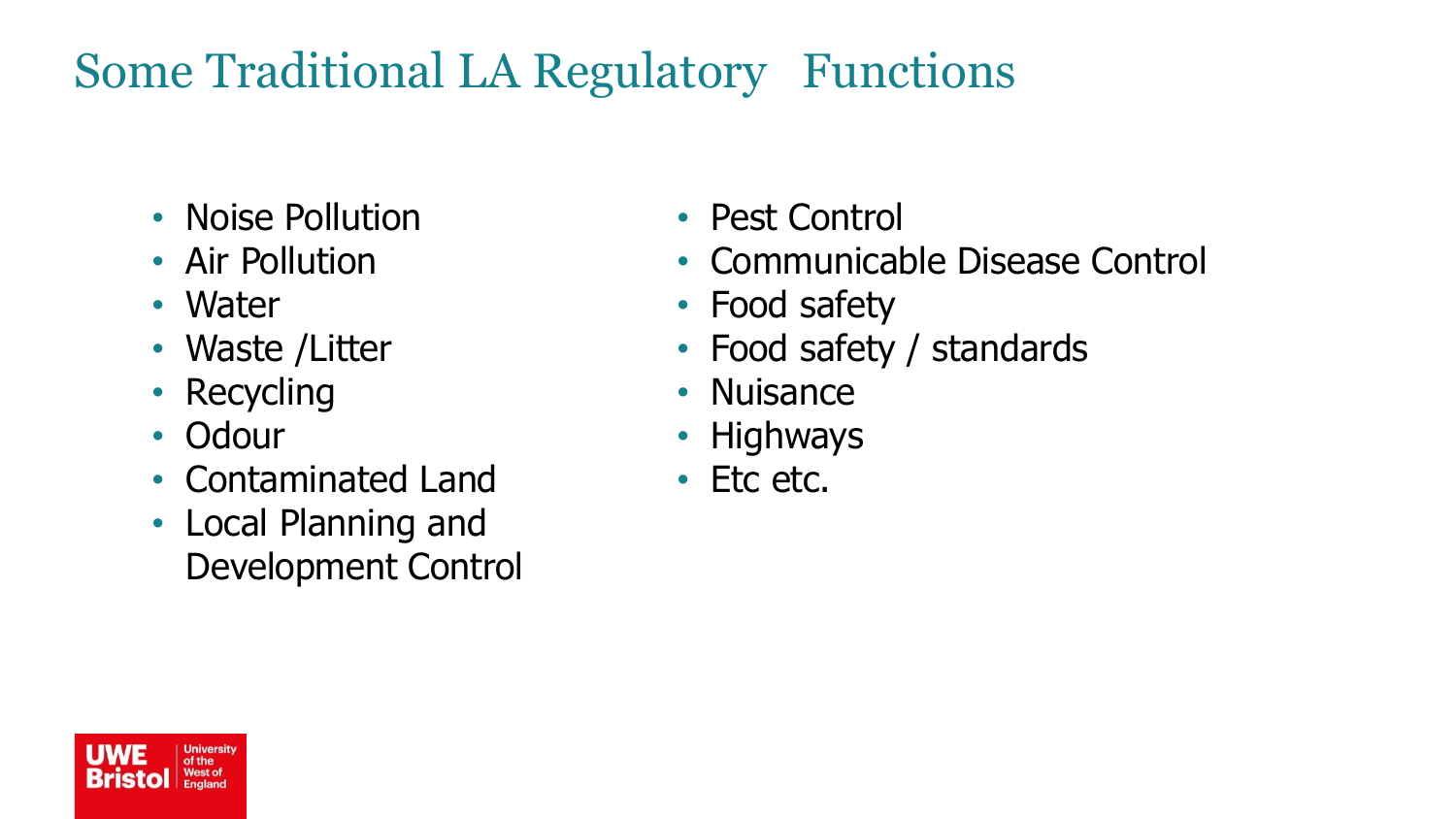# Some Traditional LA Regulatory Functions

- Noise Pollution
- Air Pollution
- Water
- Waste /Litter
- Recycling
- Odour
- Contaminated Land
- Local Planning and Development Control
- Pest Control
- Communicable Disease Control
- Food safety
- Food safety / standards
- Nuisance
- Highways
- Etc etc.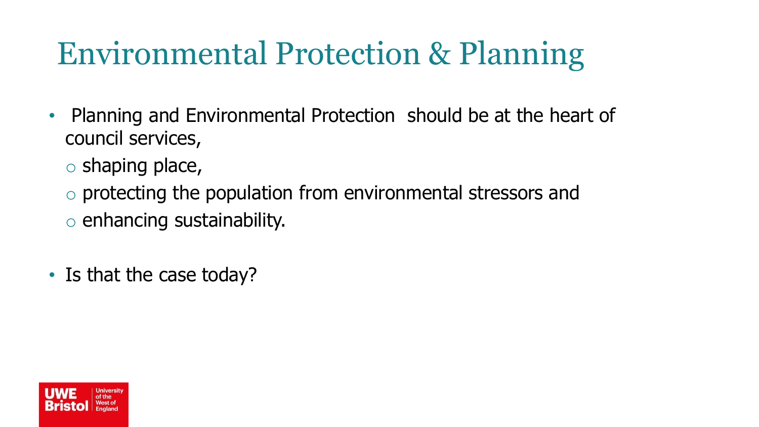# Environmental Protection & Planning

- Planning and Environmental Protection should be at the heart of council services,
  - shaping place,
  - protecting the population from environmental stressors and
  - enhancing sustainability.
- Is that the case today?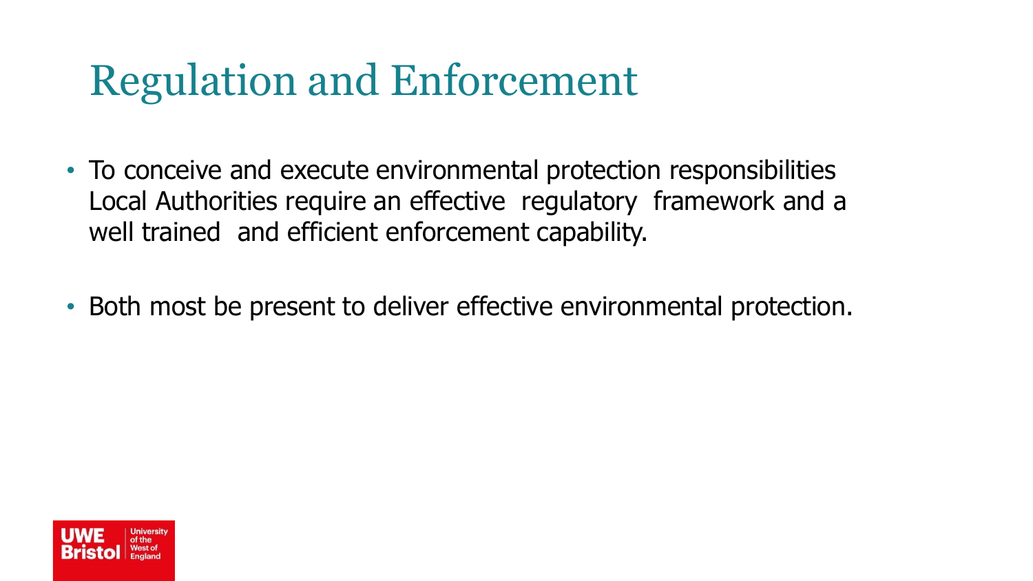# Regulation and Enforcement

- To conceive and execute environmental protection responsibilities Local Authorities require an effective regulatory framework and a well trained and efficient enforcement capability.

- Both most be present to deliver effective environmental protection.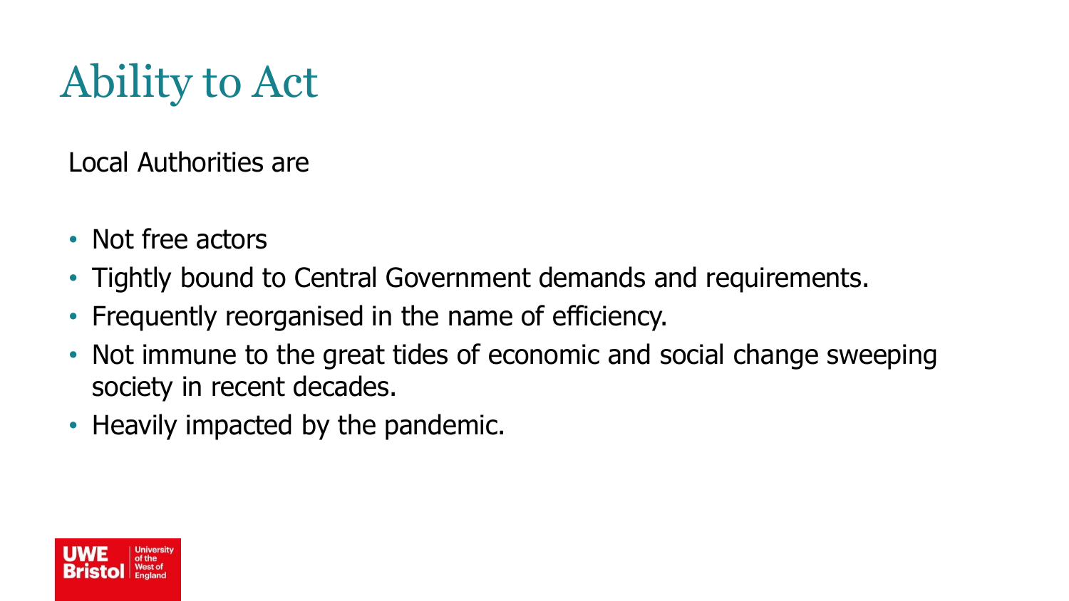# Ability to Act

Local Authorities are

- Not free actors
- Tightly bound to Central Government demands and requirements.
- Frequently reorganised in the name of efficiency.
- Not immune to the great tides of economic and social change sweeping society in recent decades.
- Heavily impacted by the pandemic.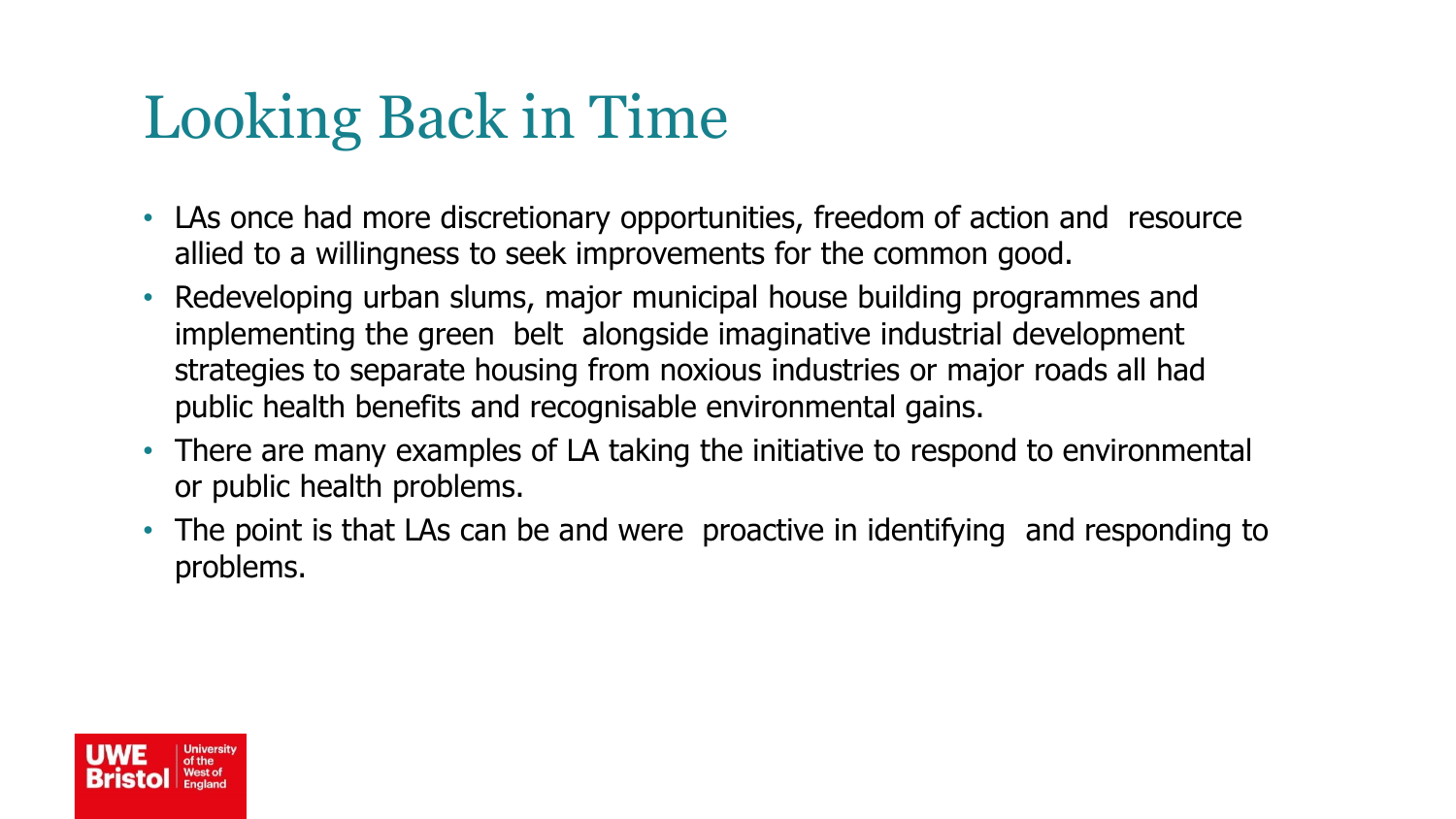# Looking Back in Time

- LAs once had more discretionary opportunities, freedom of action and resource allied to a willingness to seek improvements for the common good.
- Redeveloping urban slums, major municipal house building programmes and implementing the green belt alongside imaginative industrial development strategies to separate housing from noxious industries or major roads all had public health benefits and recognisable environmental gains.
- There are many examples of LA taking the initiative to respond to environmental or public health problems.
- The point is that LAs can be and were proactive in identifying and responding to problems.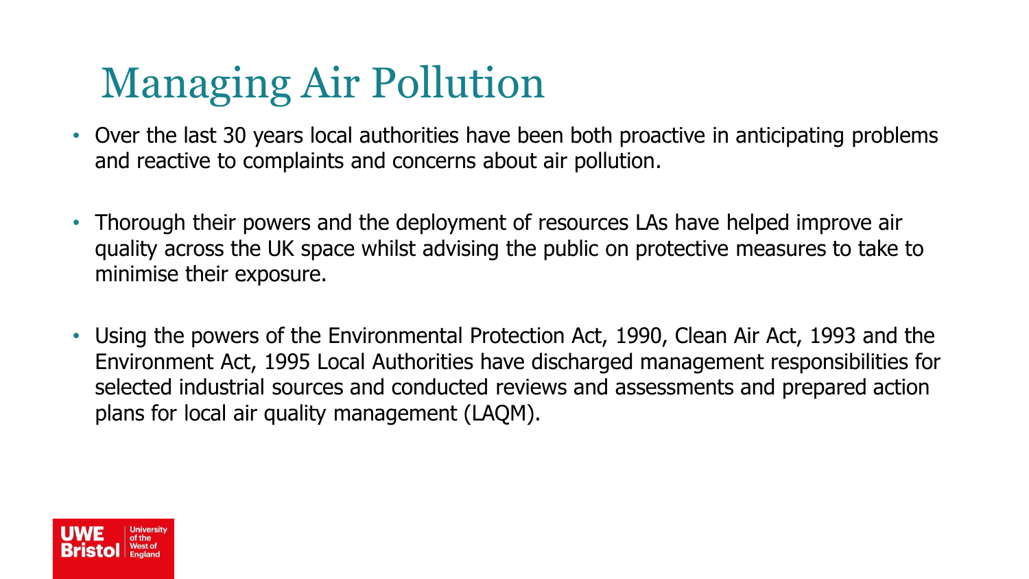# Managing Air Pollution

- Over the last 30 years local authorities have been both proactive in anticipating problems and reactive to complaints and concerns about air pollution.

- Thorough their powers and the deployment of resources LAs have helped improve air quality across the UK space whilst advising the public on protective measures to take to minimise their exposure.

- Using the powers of the Environmental Protection Act, 1990, Clean Air Act, 1993 and the Environment Act, 1995 Local Authorities have discharged management responsibilities for selected industrial sources and conducted reviews and assessments and prepared action plans for local air quality management (LAQM).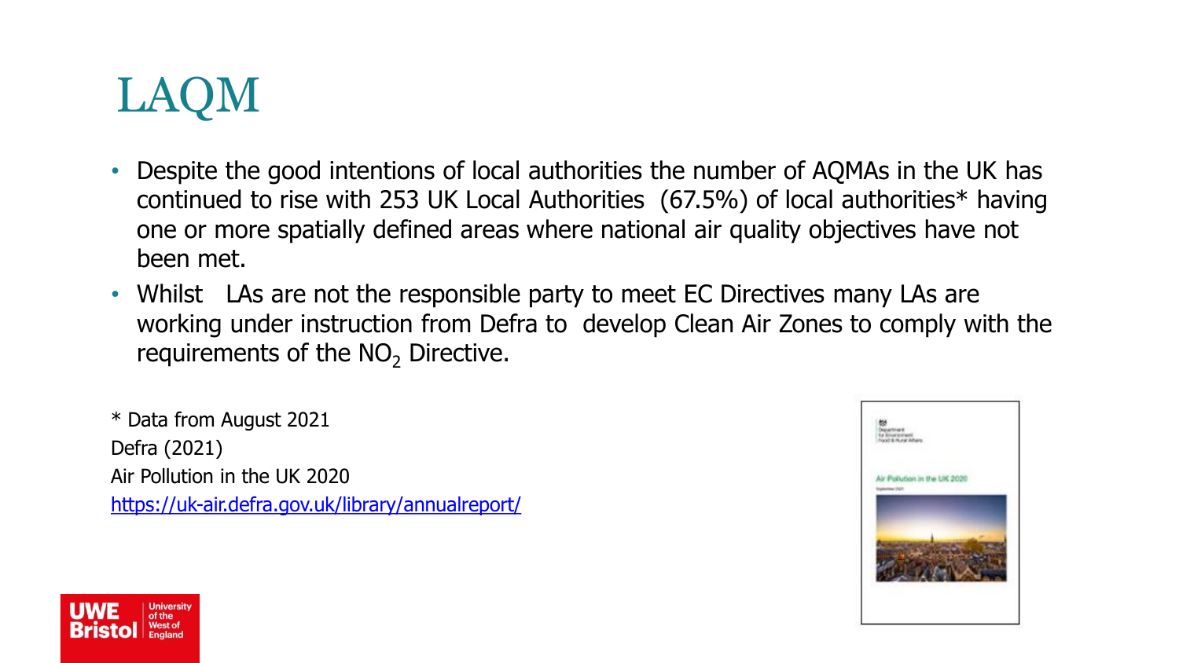# LAQM

- Despite the good intentions of local authorities the number of AQMAs in the UK has continued to rise with 253 UK Local Authorities (67.5%) of local authorities* having one or more spatially defined areas where national air quality objectives have not been met.
- Whilst LAs are not the responsible party to meet EC Directives many LAs are working under instruction from Defra to develop Clean Air Zones to comply with the requirements of the $NO_2$ Directive.

* Data from August 2021
Defra (2021)
Air Pollution in the UK 2020
https://uk-air.defra.gov.uk/library/annualreport/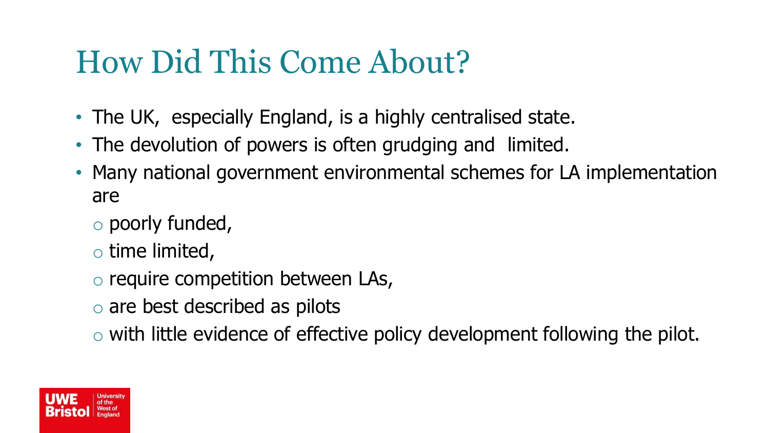# How Did This Come About?

- The UK, especially England, is a highly centralised state.
- The devolution of powers is often grudging and limited.
- Many national government environmental schemes for LA implementation are
  - poorly funded,
  - time limited,
  - require competition between LAs,
  - are best described as pilots
  - with little evidence of effective policy development following the pilot.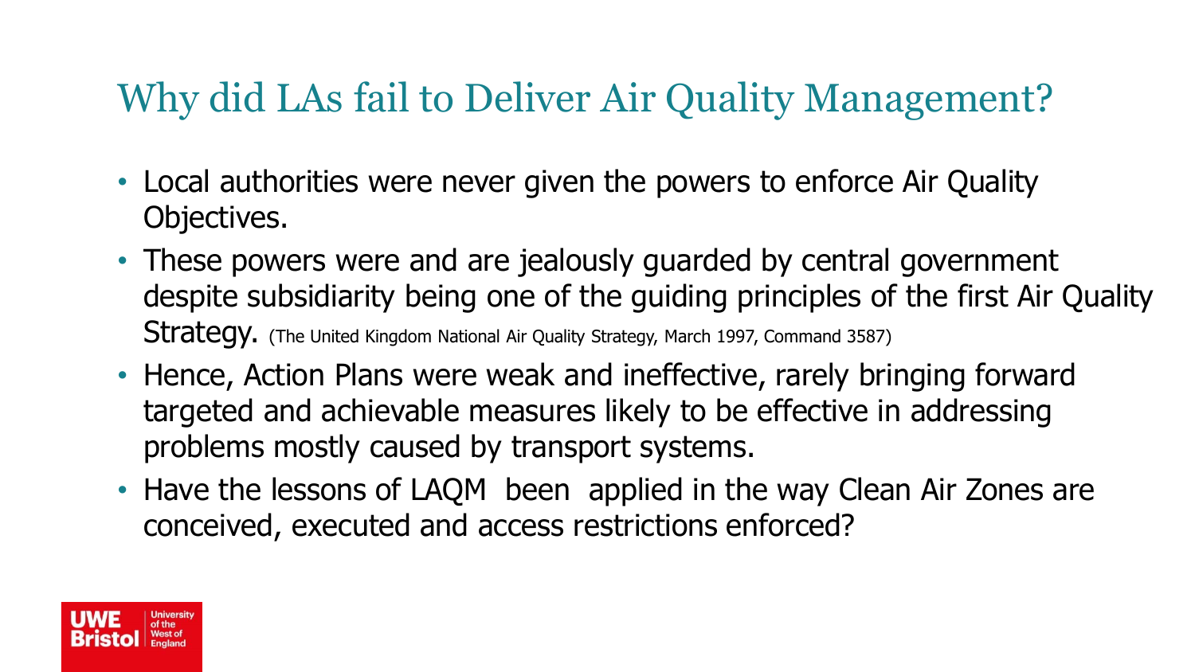# Why did LAs fail to Deliver Air Quality Management?

- Local authorities were never given the powers to enforce Air Quality Objectives.
- These powers were and are jealously guarded by central government despite subsidiarity being one of the guiding principles of the first Air Quality Strategy. (The United Kingdom National Air Quality Strategy, March 1997, Command 3587)
- Hence, Action Plans were weak and ineffective, rarely bringing forward targeted and achievable measures likely to be effective in addressing problems mostly caused by transport systems.
- Have the lessons of LAQM been applied in the way Clean Air Zones are conceived, executed and access restrictions enforced?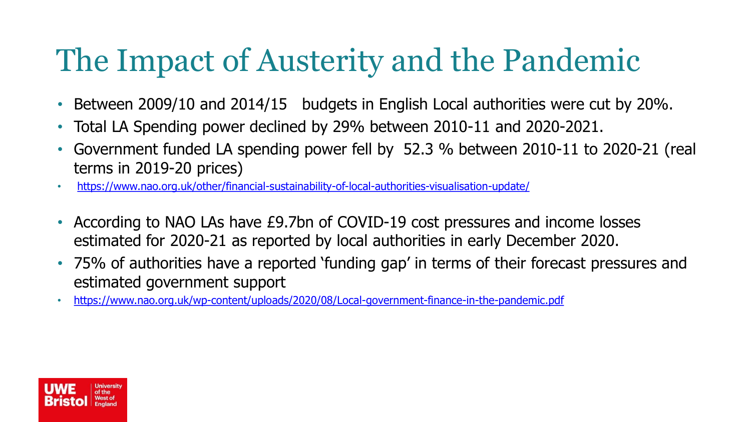# The Impact of Austerity and the Pandemic

- Between 2009/10 and 2014/15 budgets in English Local authorities were cut by 20%.
- Total LA Spending power declined by 29% between 2010-11 and 2020-2021.
- Government funded LA spending power fell by 52.3 % between 2010-11 to 2020-21 (real terms in 2019-20 prices)
- https://www.nao.org.uk/other/financial-sustainability-of-local-authorities-visualisation-update/

- According to NAO LAs have £9.7bn of COVID-19 cost pressures and income losses estimated for 2020-21 as reported by local authorities in early December 2020.
- 75% of authorities have a reported 'funding gap' in terms of their forecast pressures and estimated government support
- https://www.nao.org.uk/wp-content/uploads/2020/08/Local-government-finance-in-the-pandemic.pdf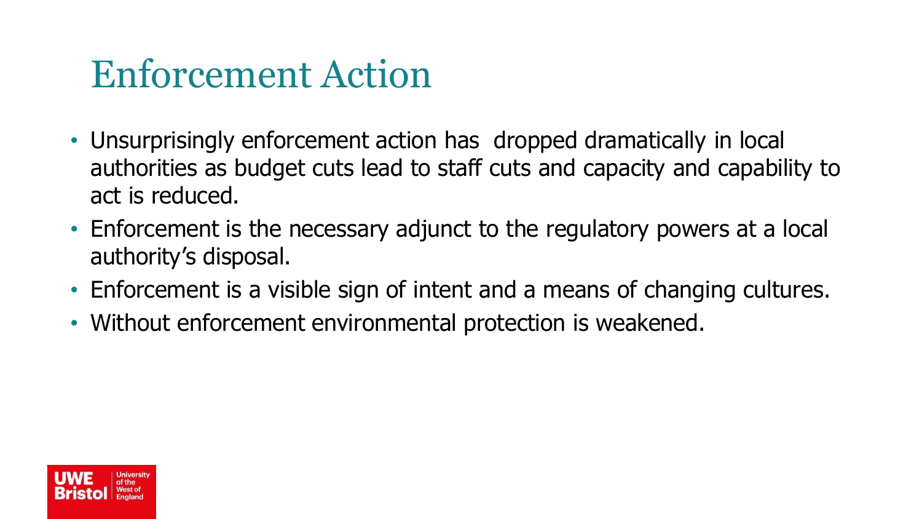# Enforcement Action

- Unsurprisingly enforcement action has dropped dramatically in local authorities as budget cuts lead to staff cuts and capacity and capability to act is reduced.
- Enforcement is the necessary adjunct to the regulatory powers at a local authority's disposal.
- Enforcement is a visible sign of intent and a means of changing cultures.
- Without enforcement environmental protection is weakened.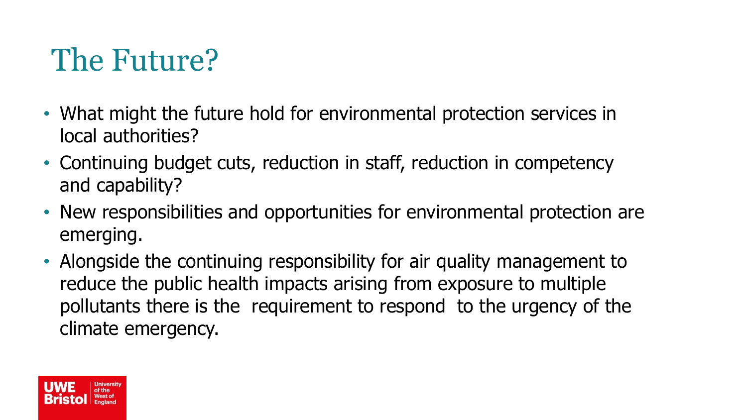# The Future?

- What might the future hold for environmental protection services in local authorities?
- Continuing budget cuts, reduction in staff, reduction in competency and capability?
- New responsibilities and opportunities for environmental protection are emerging.
- Alongside the continuing responsibility for air quality management to reduce the public health impacts arising from exposure to multiple pollutants there is the requirement to respond to the urgency of the climate emergency.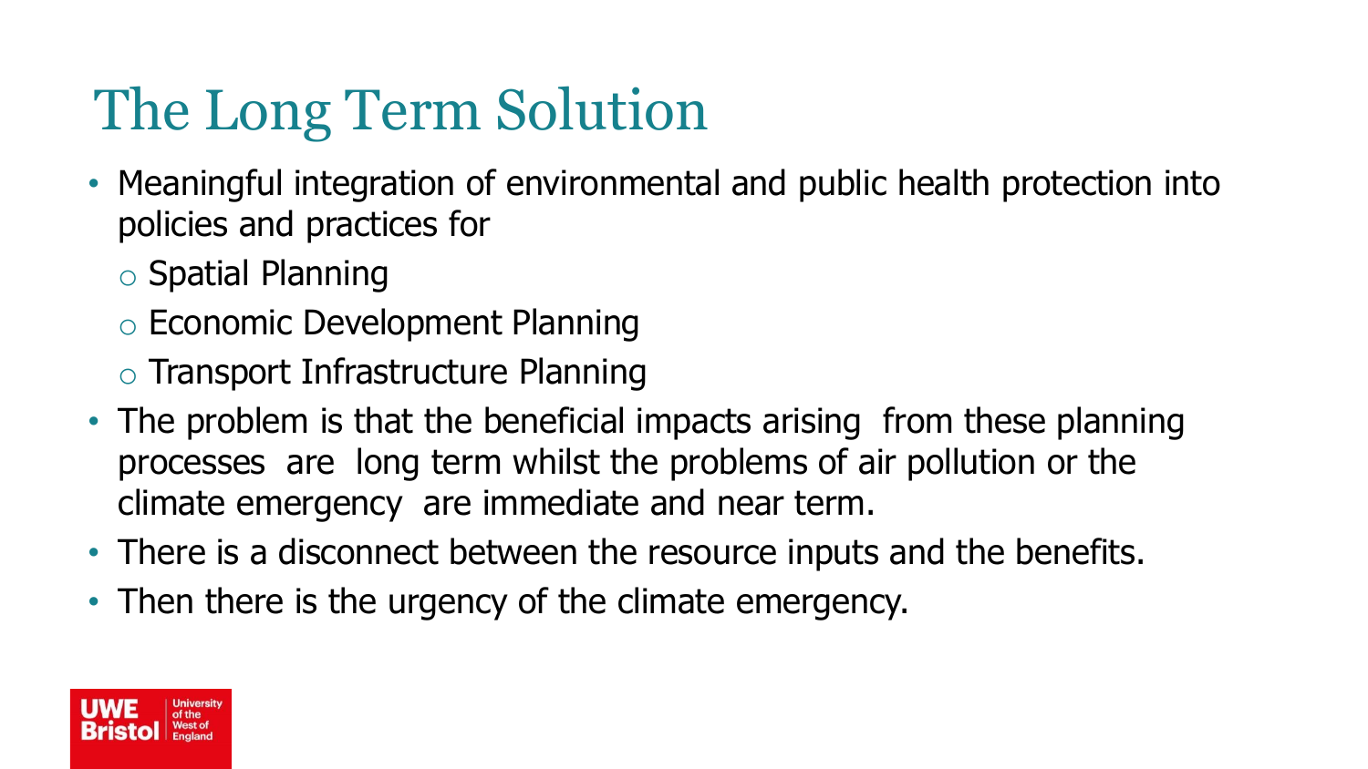# The Long Term Solution

- Meaningful integration of environmental and public health protection into policies and practices for
  - Spatial Planning
  - Economic Development Planning
  - Transport Infrastructure Planning
- The problem is that the beneficial impacts arising from these planning processes are long term whilst the problems of air pollution or the climate emergency are immediate and near term.
- There is a disconnect between the resource inputs and the benefits.
- Then there is the urgency of the climate emergency.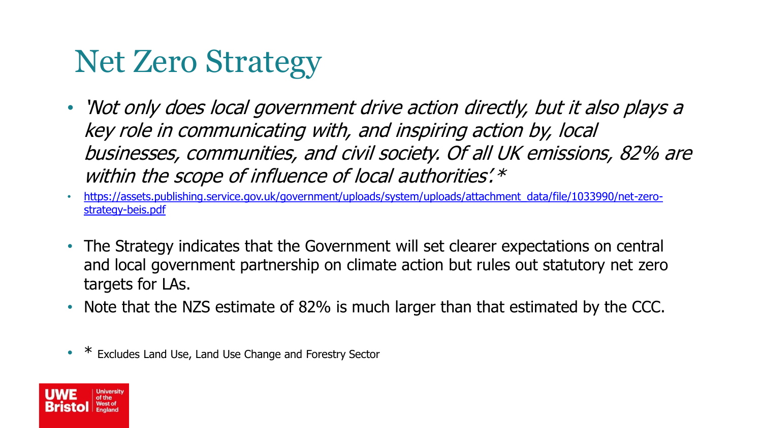# Net Zero Strategy

- *'Not only does local government drive action directly, but it also plays a key role in communicating with, and inspiring action by, local businesses, communities, and civil society. Of all UK emissions, 82% are within the scope of influence of local authorities'.**
- https://assets.publishing.service.gov.uk/government/uploads/system/uploads/attachment_data/file/1033990/net-zero-strategy-beis.pdf
- The Strategy indicates that the Government will set clearer expectations on central and local government partnership on climate action but rules out statutory net zero targets for LAs.
- Note that the NZS estimate of 82% is much larger than that estimated by the CCC.
- * Excludes Land Use, Land Use Change and Forestry Sector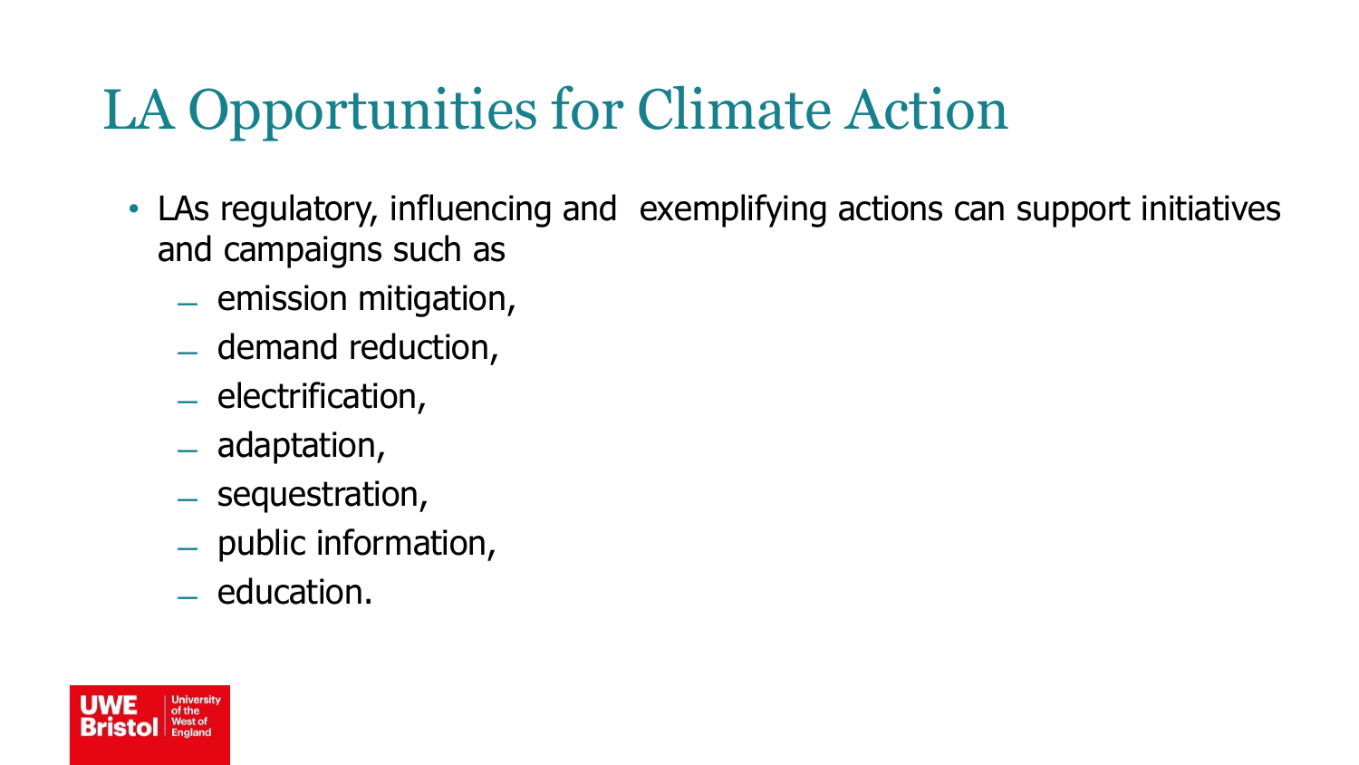# LA Opportunities for Climate Action

- LAs regulatory, influencing and exemplifying actions can support initiatives and campaigns such as
  - emission mitigation,
  - demand reduction,
  - electrification,
  - adaptation,
  - sequestration,
  - public information,
  - education.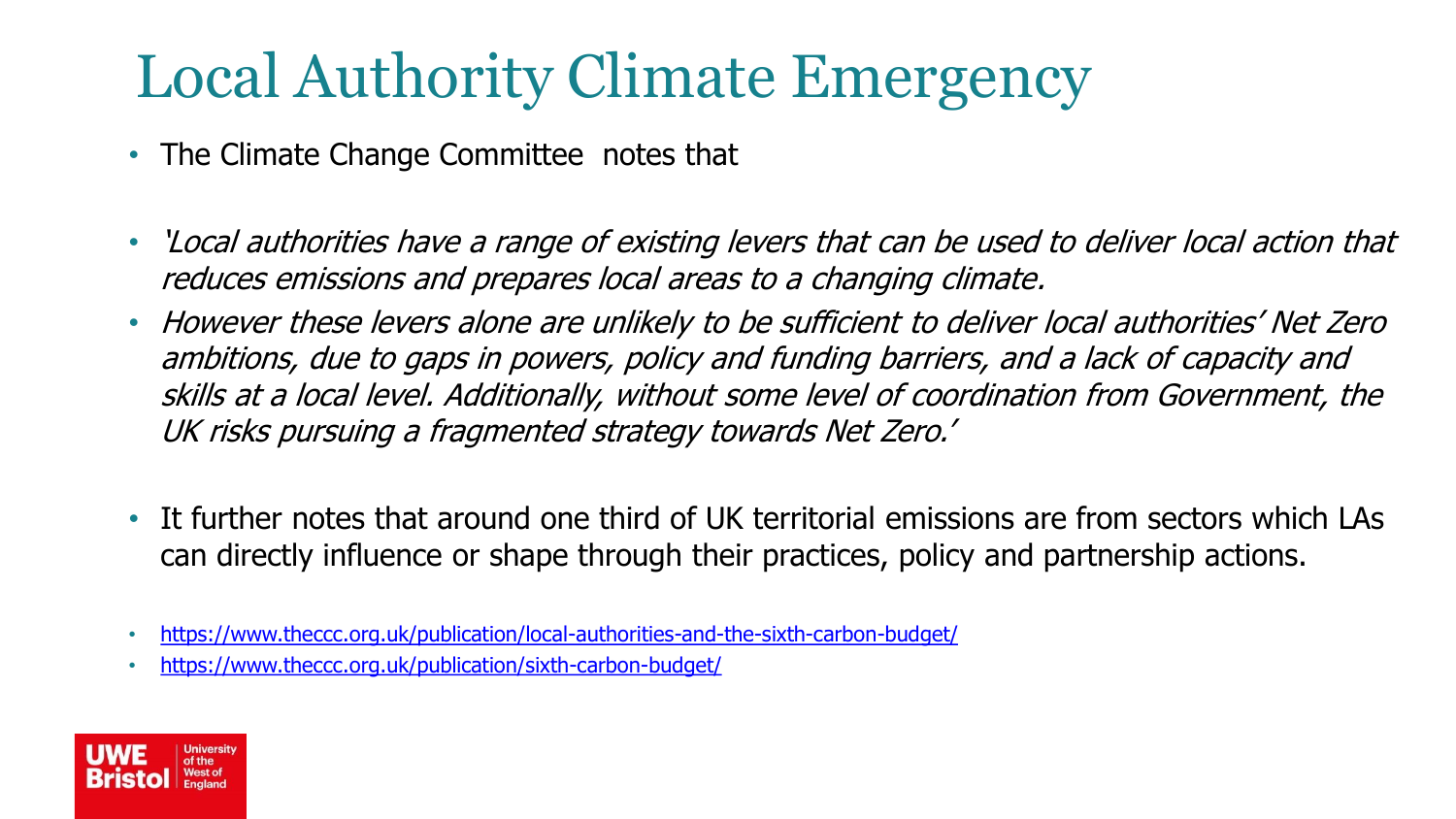# Local Authority Climate Emergency

- The Climate Change Committee notes that

- *'Local authorities have a range of existing levers that can be used to deliver local action that reduces emissions and prepares local areas to a changing climate.*
- *However these levers alone are unlikely to be sufficient to deliver local authorities' Net Zero ambitions, due to gaps in powers, policy and funding barriers, and a lack of capacity and skills at a local level. Additionally, without some level of coordination from Government, the UK risks pursuing a fragmented strategy towards Net Zero.'*

- It further notes that around one third of UK territorial emissions are from sectors which LAs can directly influence or shape through their practices, policy and partnership actions.

- https://www.theccc.org.uk/publication/local-authorities-and-the-sixth-carbon-budget/
- https://www.theccc.org.uk/publication/sixth-carbon-budget/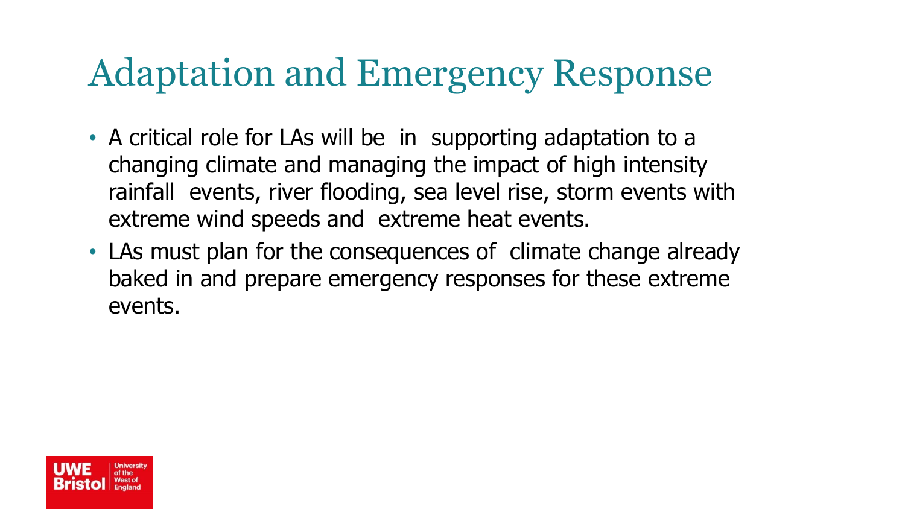# Adaptation and Emergency Response

- A critical role for LAs will be in supporting adaptation to a changing climate and managing the impact of high intensity rainfall events, river flooding, sea level rise, storm events with extreme wind speeds and extreme heat events.
- LAs must plan for the consequences of climate change already baked in and prepare emergency responses for these extreme events.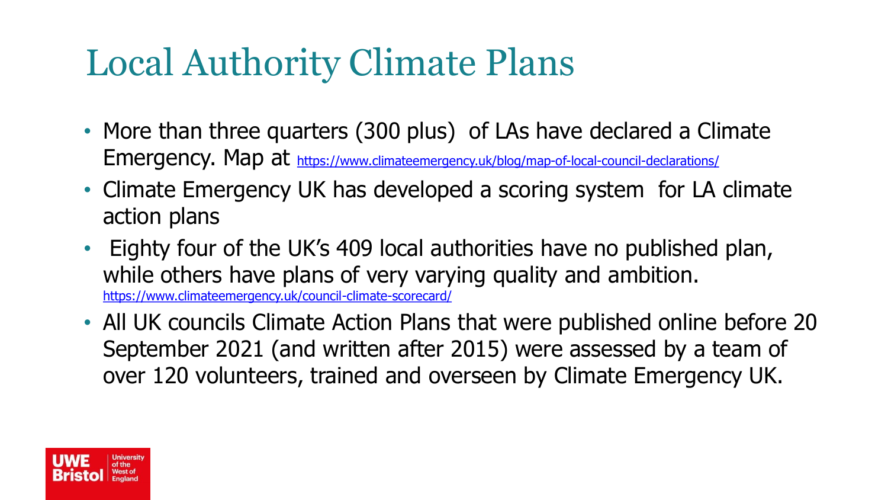# Local Authority Climate Plans

- More than three quarters (300 plus) of LAs have declared a Climate Emergency. Map at https://www.climateemergency.uk/blog/map-of-local-council-declarations/
- Climate Emergency UK has developed a scoring system for LA climate action plans
- Eighty four of the UK's 409 local authorities have no published plan, while others have plans of very varying quality and ambition. https://www.climateemergency.uk/council-climate-scorecard/
- All UK councils Climate Action Plans that were published online before 20 September 2021 (and written after 2015) were assessed by a team of over 120 volunteers, trained and overseen by Climate Emergency UK.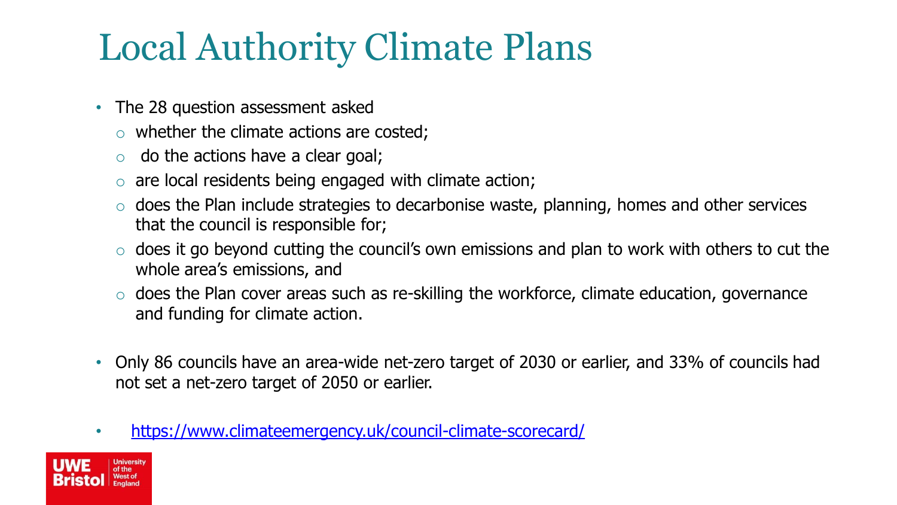# Local Authority Climate Plans

- The 28 question assessment asked
  - whether the climate actions are costed;
  - do the actions have a clear goal;
  - are local residents being engaged with climate action;
  - does the Plan include strategies to decarbonise waste, planning, homes and other services that the council is responsible for;
  - does it go beyond cutting the council's own emissions and plan to work with others to cut the whole area's emissions, and
  - does the Plan cover areas such as re-skilling the workforce, climate education, governance and funding for climate action.
- Only 86 councils have an area-wide net-zero target of 2030 or earlier, and 33% of councils had not set a net-zero target of 2050 or earlier.
- https://www.climateemergency.uk/council-climate-scorecard/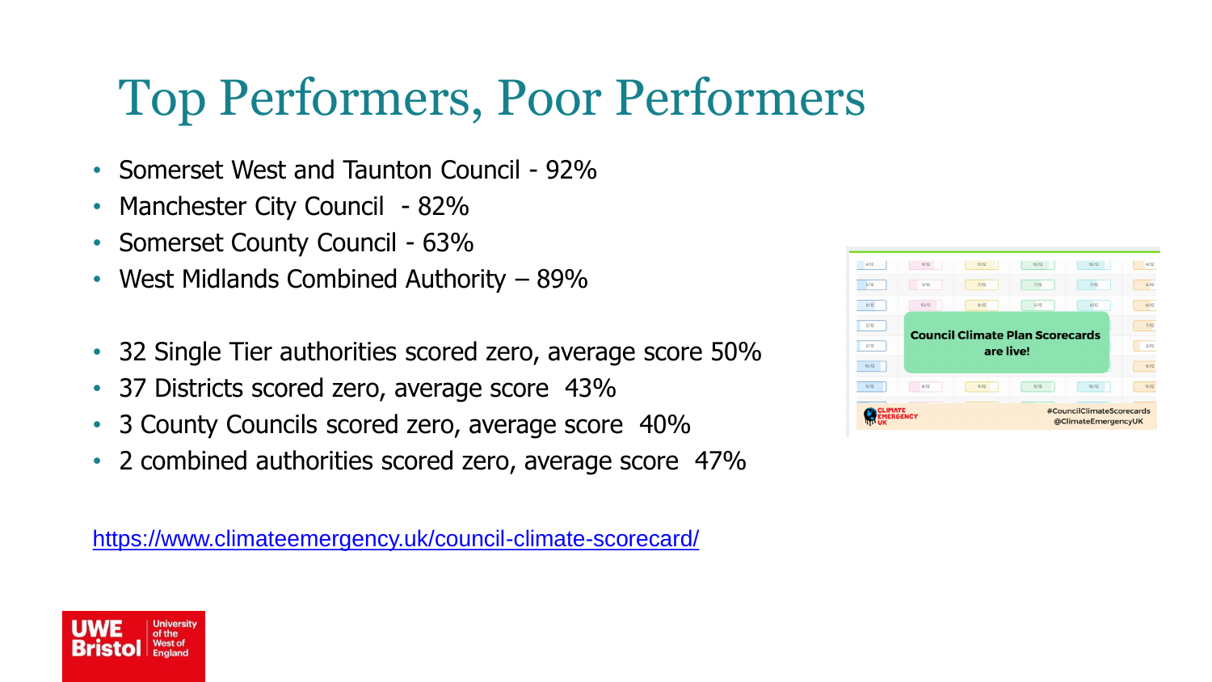# Top Performers, Poor Performers

- Somerset West and Taunton Council - 92%
- Manchester City Council - 82%
- Somerset County Council - 63%
- West Midlands Combined Authority – 89%

- 32 Single Tier authorities scored zero, average score 50%
- 37 Districts scored zero, average score 43%
- 3 County Councils scored zero, average score 40%
- 2 combined authorities scored zero, average score 47%

https://www.climateemergency.uk/council-climate-scorecard/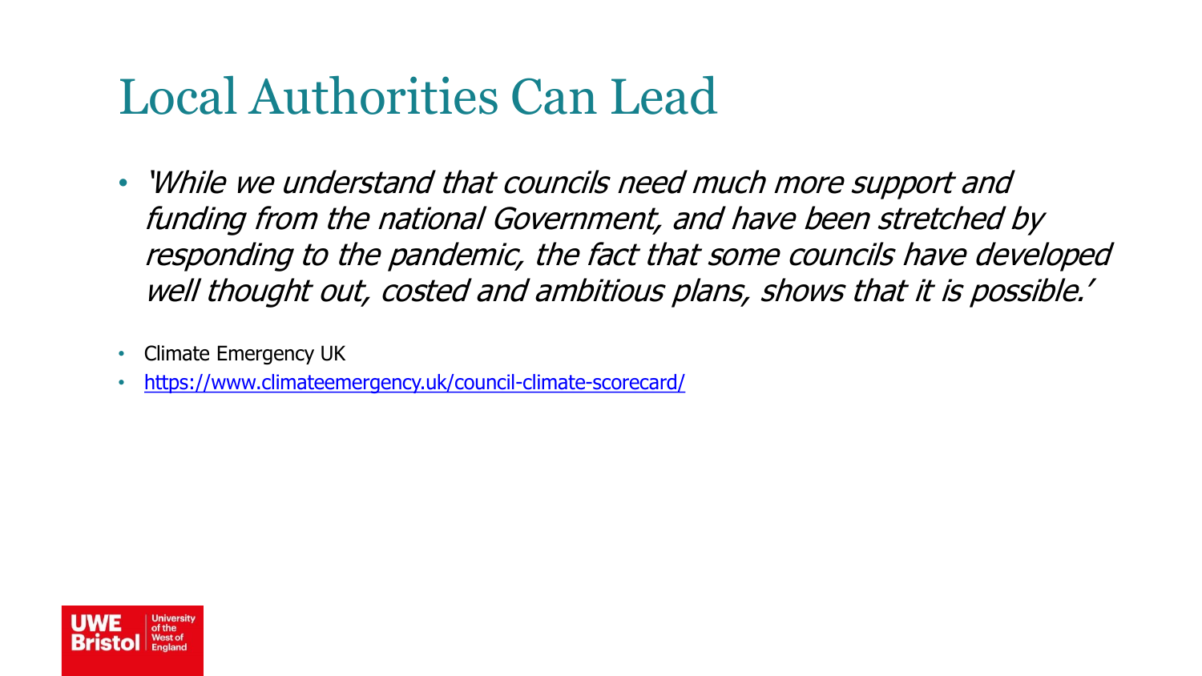# Local Authorities Can Lead

- *'While we understand that councils need much more support and funding from the national Government, and have been stretched by responding to the pandemic, the fact that some councils have developed well thought out, costed and ambitious plans, shows that it is possible.'*

- Climate Emergency UK
- https://www.climateemergency.uk/council-climate-scorecard/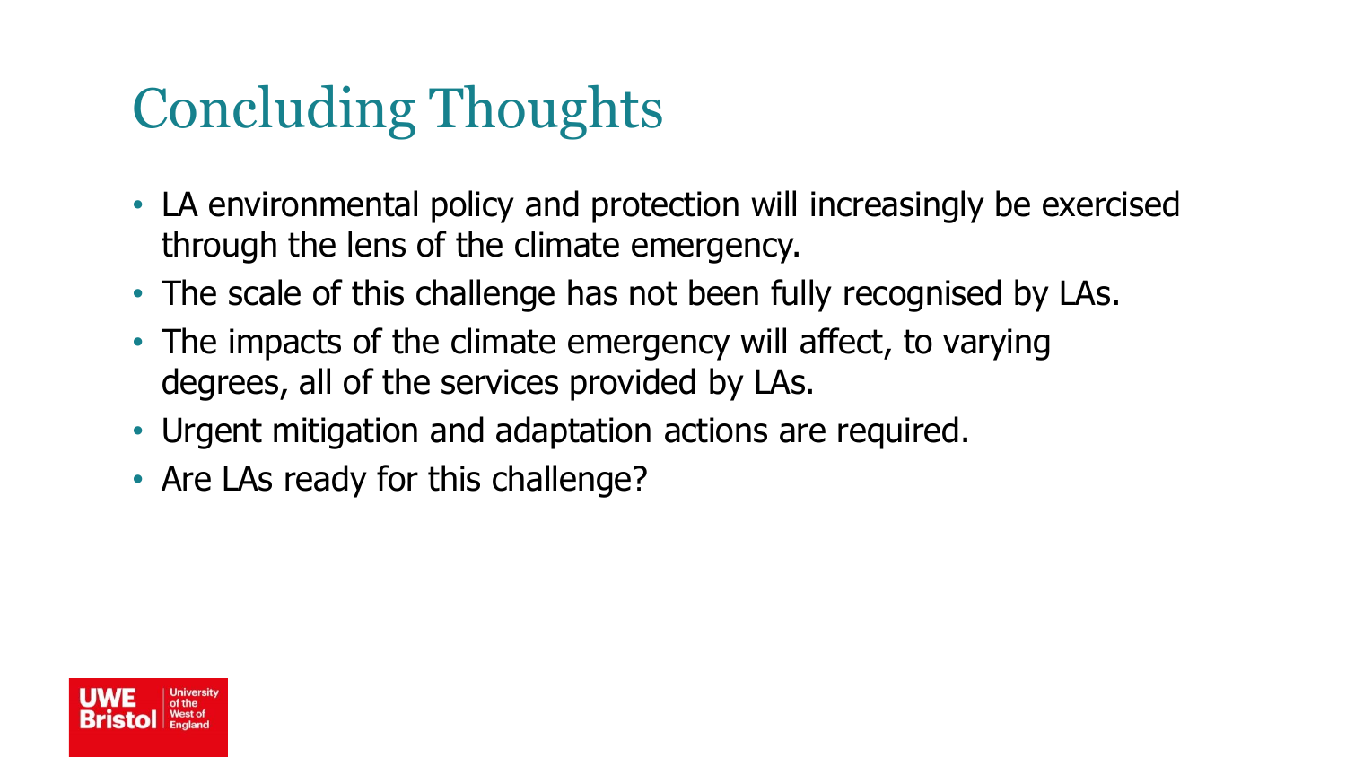# Concluding Thoughts

- LA environmental policy and protection will increasingly be exercised through the lens of the climate emergency.
- The scale of this challenge has not been fully recognised by LAs.
- The impacts of the climate emergency will affect, to varying degrees, all of the services provided by LAs.
- Urgent mitigation and adaptation actions are required.
- Are LAs ready for this challenge?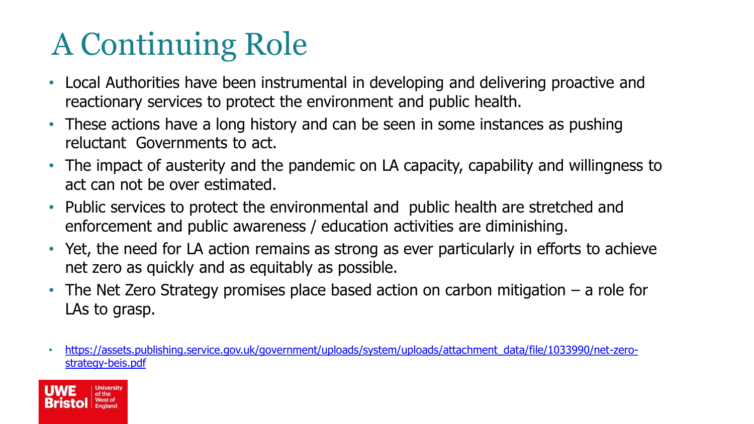# A Continuing Role

- Local Authorities have been instrumental in developing and delivering proactive and reactionary services to protect the environment and public health.
- These actions have a long history and can be seen in some instances as pushing reluctant Governments to act.
- The impact of austerity and the pandemic on LA capacity, capability and willingness to act can not be over estimated.
- Public services to protect the environmental and public health are stretched and enforcement and public awareness / education activities are diminishing.
- Yet, the need for LA action remains as strong as ever particularly in efforts to achieve net zero as quickly and as equitably as possible.
- The Net Zero Strategy promises place based action on carbon mitigation – a role for LAs to grasp.

- https://assets.publishing.service.gov.uk/government/uploads/system/uploads/attachment_data/file/1033990/net-zero-strategy-beis.pdf

UWE Bristol | University of the West of England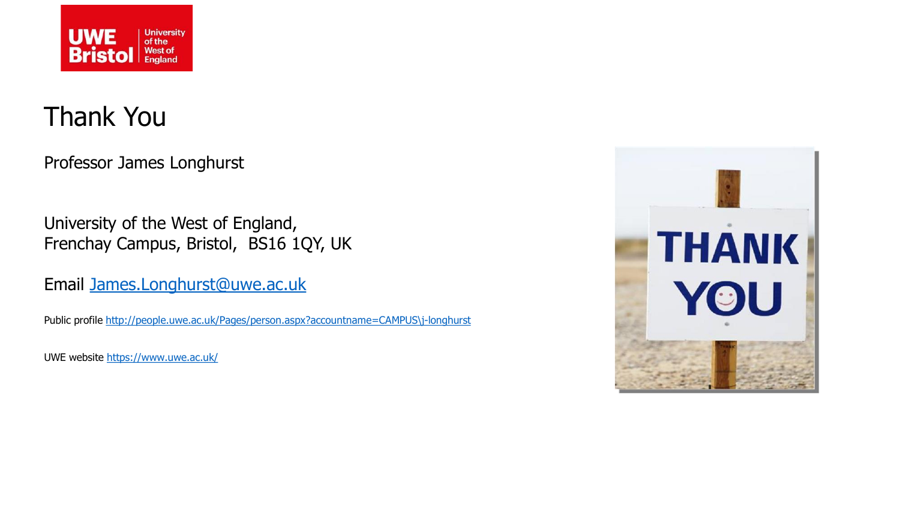# Thank You

Professor James Longhurst

University of the West of England,
Frenchay Campus, Bristol,  BS16 1QY, UK

Email [James.Longhurst@uwe.ac.uk](mailto:James.Longhurst@uwe.ac.uk)

Public profile [http://people.uwe.ac.uk/Pages/person.aspx?accountname=CAMPUS\j-longhurst](http://people.uwe.ac.uk/Pages/person.aspx?accountname=CAMPUS\j-longhurst)

UWE website [https://www.uwe.ac.uk/](https://www.uwe.ac.uk/)